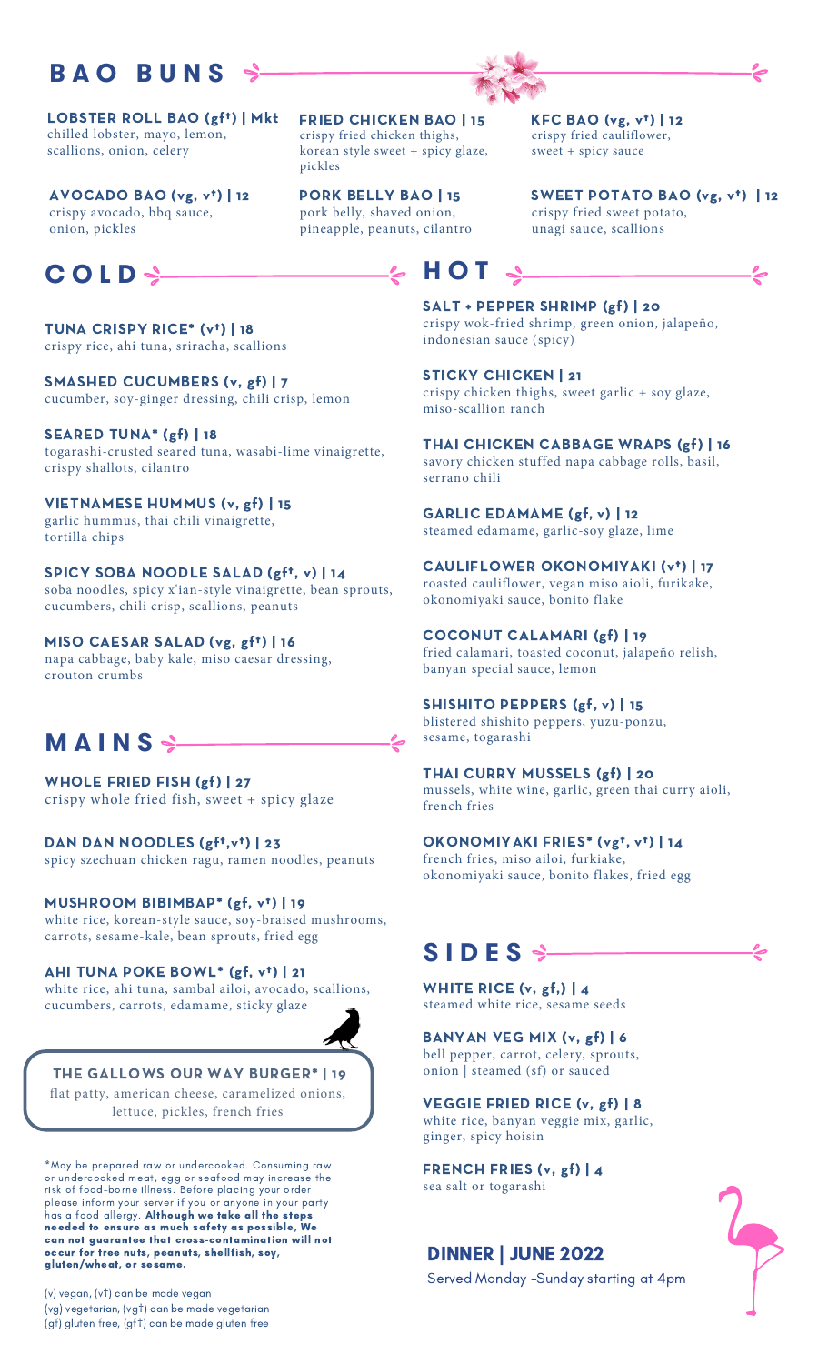## BAO BUNS

**LOBSTER ROLL BAO (gf†) | Mkt**
chilled lobster, mayo, lemon, scallions, onion, celery

**AVOCADO BAO (vg, v†) | 12**
crispy avocado, bbq sauce, onion, pickles

**FRIED CHICKEN BAO | 15**
crispy fried chicken thighs, korean style sweet + spicy glaze, pickles

**PORK BELLY BAO | 15**
pork belly, shaved onion, pineapple, peanuts, cilantro

**KFC BAO (vg, v†) | 12**
crispy fried cauliflower, sweet + spicy sauce

**SWEET POTATO BAO (vg, v†) | 12**
crispy fried sweet potato, unagi sauce, scallions

## COLD

**TUNA CRISPY RICE* (v†) | 18**
crispy rice, ahi tuna, sriracha, scallions

**SMASHED CUCUMBERS (v, gf) | 7**
cucumber, soy-ginger dressing, chili crisp, lemon

**SEARED TUNA* (gf) | 18**
togarashi-crusted seared tuna, wasabi-lime vinaigrette, crispy shallots, cilantro

**VIETNAMESE HUMMUS (v, gf) | 15**
garlic hummus, thai chili vinaigrette, tortilla chips

**SPICY SOBA NOODLE SALAD (gf†, v) | 14**
soba noodles, spicy x'ian-style vinaigrette, bean sprouts, cucumbers, chili crisp, scallions, peanuts

**MISO CAESAR SALAD (vg, gf†) | 16**
napa cabbage, baby kale, miso caesar dressing, crouton crumbs

## MAINS

**WHOLE FRIED FISH (gf) | 27**
crispy whole fried fish, sweet + spicy glaze

**DAN DAN NOODLES (gf†,v†) | 23**
spicy szechuan chicken ragu, ramen noodles, peanuts

**MUSHROOM BIBIMBAP* (gf, v†) | 19**
white rice, korean-style sauce, soy-braised mushrooms, carrots, sesame-kale, bean sprouts, fried egg

**AHI TUNA POKE BOWL* (gf, v†) | 21**
white rice, ahi tuna, sambal ailoi, avocado, scallions, cucumbers, carrots, edamame, sticky glaze

**THE GALLOWS OUR WAY BURGER* | 19**
flat patty, american cheese, caramelized onions, lettuce, pickles, french fries

## HOT

**SALT + PEPPER SHRIMP (gf) | 20**
crispy wok-fried shrimp, green onion, jalapeño, indonesian sauce (spicy)

**STICKY CHICKEN | 21**
crispy chicken thighs, sweet garlic + soy glaze, miso-scallion ranch

**THAI CHICKEN CABBAGE WRAPS (gf) | 16**
savory chicken stuffed napa cabbage rolls, basil, serrano chili

**GARLIC EDAMAME (gf, v) | 12**
steamed edamame, garlic-soy glaze, lime

**CAULIFLOWER OKONOMIYAKI (v†) | 17**
roasted cauliflower, vegan miso aioli, furikake, okonomiyaki sauce, bonito flake

**COCONUT CALAMARI (gf) | 19**
fried calamari, toasted coconut, jalapeño relish, banyan special sauce, lemon

**SHISHITO PEPPERS (gf, v) | 15**
blistered shishito peppers, yuzu-ponzu, sesame, togarashi

**THAI CURRY MUSSELS (gf) | 20**
mussels, white wine, garlic, green thai curry aioli, french fries

**OKONOMIYAKI FRIES* (vg†, v†) | 14**
french fries, miso ailoi, furkiake, okonomiyaki sauce, bonito flakes, fried egg

## SIDES

**WHITE RICE (v, gf,) | 4**
steamed white rice, sesame seeds

**BANYAN VEG MIX (v, gf) | 6**
bell pepper, carrot, celery, sprouts, onion | steamed (sf) or sauced

**VEGGIE FRIED RICE (v, gf) | 8**
white rice, banyan veggie mix, garlic, ginger, spicy hoisin

**FRENCH FRIES (v, gf) | 4**
sea salt or togarashi

*May be prepared raw or undercooked. Consuming raw or undercooked meat, egg or seafood may increase the risk of food-borne illness. Before placing your order please inform your server if you or anyone in your party has a food allergy. **Although we take all the steps needed to ensure as much safety as possible, We can not guarantee that cross-contamination will not occur for tree nuts, peanuts, shellfish, soy, gluten/wheat, or sesame.**

(v) vegan, (v†) can be made vegan
(vg) vegetarian, (vg†) can be made vegetarian
(gf) gluten free, (gf†) can be made gluten free

## DINNER | JUNE 2022

Served Monday -Sunday starting at 4pm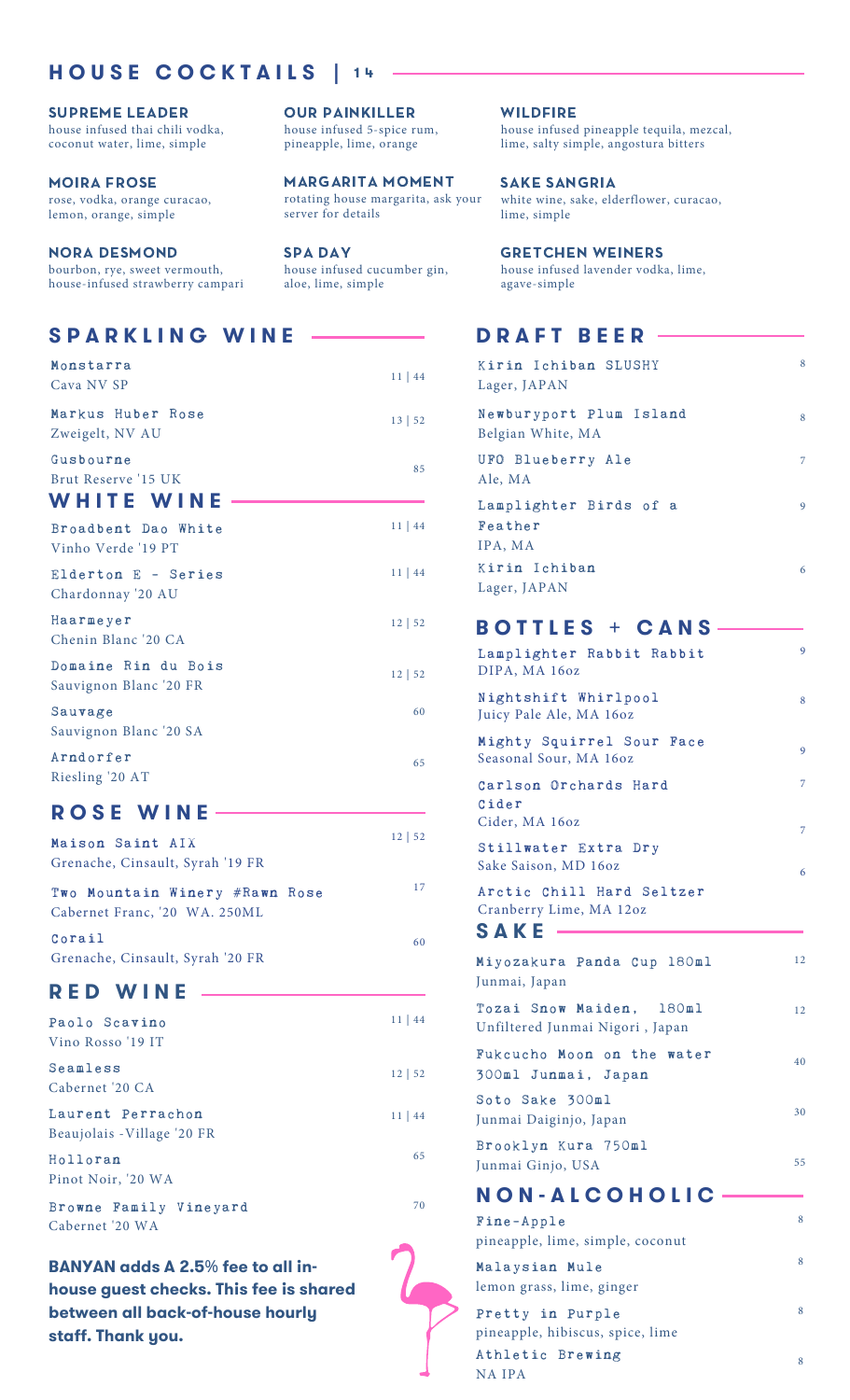## HOUSE COCKTAILS | 14

**SUPREME LEADER**
house infused thai chili vodka, coconut water, lime, simple

**MOIRA FROSE**
rose, vodka, orange curacao, lemon, orange, simple

**NORA DESMOND**
bourbon, rye, sweet vermouth, house-infused strawberry campari

**OUR PAINKILLER**
house infused 5-spice rum, pineapple, lime, orange

**MARGARITA MOMENT**
rotating house margarita, ask your server for details

**SPA DAY**
house infused cucumber gin, aloe, lime, simple

**WILDFIRE**
house infused pineapple tequila, mezcal, lime, salty simple, angostura bitters

**SAKE SANGRIA**
white wine, sake, elderflower, curacao, lime, simple

**GRETCHEN WEINERS**
house infused lavender vodka, lime, agave-simple

## SPARKLING WINE

| | |
|---|---|
| Monstarra<br>Cava NV SP | 11 \| 44 |
| Markus Huber Rose<br>Zweigelt, NV AU | 13 \| 52 |
| Gusbourne<br>Brut Reserve '15 UK | 85 |

## WHITE WINE

| | |
|---|---|
| Broadbent Dao White<br>Vinho Verde '19 PT | 11 \| 44 |
| Elderton E - Series<br>Chardonnay '20 AU | 11 \| 44 |
| Haarmeyer<br>Chenin Blanc '20 CA | 12 \| 52 |
| Domaine Rin du Bois<br>Sauvignon Blanc '20 FR | 12 \| 52 |
| Sauvage<br>Sauvignon Blanc '20 SA | 60 |
| Arndorfer<br>Riesling '20 AT | 65 |

## ROSE WINE

| | |
|---|---|
| Maison Saint AIX<br>Grenache, Cinsault, Syrah '19 FR | 12 \| 52 |
| Two Mountain Winery #Rawn Rose<br>Cabernet Franc, '20 WA. 250ML | 17 |
| Corail<br>Grenache, Cinsault, Syrah '20 FR | 60 |

## RED WINE

| | |
|---|---|
| Paolo Scavino<br>Vino Rosso '19 IT | 11 \| 44 |
| Seamless<br>Cabernet '20 CA | 12 \| 52 |
| Laurent Perrachon<br>Beaujolais -Village '20 FR | 11 \| 44 |
| Holloran<br>Pinot Noir, '20 WA | 65 |
| Browne Family Vineyard<br>Cabernet '20 WA | 70 |

**BANYAN adds A 2.5% fee to all in-house guest checks. This fee is shared between all back-of-house hourly staff. Thank you.**

## DRAFT BEER

| | |
|---|---|
| Kirin Ichiban SLUSHY<br>Lager, JAPAN | 8 |
| Newburyport Plum Island<br>Belgian White, MA | 8 |
| UFO Blueberry Ale<br>Ale, MA | 7 |
| Lamplighter Birds of a Feather<br>IPA, MA | 9 |
| Kirin Ichiban<br>Lager, JAPAN | 6 |

## BOTTLES + CANS

| | |
|---|---|
| Lamplighter Rabbit Rabbit<br>DIPA, MA 16oz | 9 |
| Nightshift Whirlpool<br>Juicy Pale Ale, MA 16oz | 8 |
| Mighty Squirrel Sour Face<br>Seasonal Sour, MA 16oz | 9 |
| Carlson Orchards Hard Cider<br>Cider, MA 16oz | 7 |
| Stillwater Extra Dry<br>Sake Saison, MD 16oz | 7 |
| Arctic Chill Hard Seltzer<br>Cranberry Lime, MA 12oz | 6 |

## SAKE

| | |
|---|---|
| Miyozakura Panda Cup 180ml<br>Junmai, Japan | 12 |
| Tozai Snow Maiden, 180ml<br>Unfiltered Junmai Nigori , Japan | 12 |
| Fukcucho Moon on the water<br>300ml Junmai, Japan | 40 |
| Soto Sake 300ml<br>Junmai Daiginjo, Japan | 30 |
| Brooklyn Kura 750ml<br>Junmai Ginjo, USA | 55 |

## NON-ALCOHOLIC

| | |
|---|---|
| Fine-Apple<br>pineapple, lime, simple, coconut | 8 |
| Malaysian Mule<br>lemon grass, lime, ginger | 8 |
| Pretty in Purple<br>pineapple, hibiscus, spice, lime | 8 |
| Athletic Brewing<br>NA IPA | 8 |